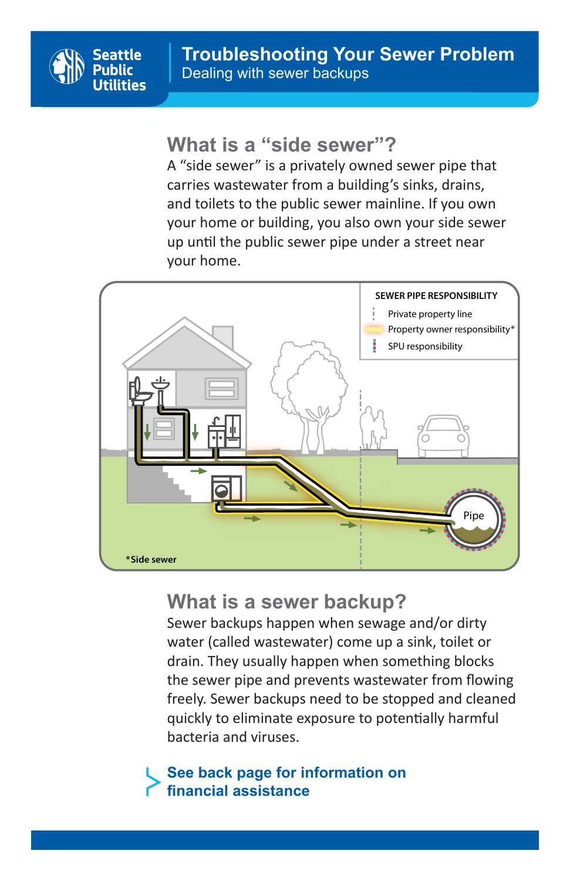Seattle Public Utilities

# Troubleshooting Your Sewer Problem

Dealing with sewer backups

## What is a "side sewer"?

A "side sewer" is a privately owned sewer pipe that carries wastewater from a building's sinks, drains, and toilets to the public sewer mainline. If you own your home or building, you also own your side sewer up until the public sewer pipe under a street near your home.

**SEWER PIPE RESPONSIBILITY**

- Private property line
- Property owner responsibility*
- SPU responsibility

Pipe

***Side sewer**

## What is a sewer backup?

Sewer backups happen when sewage and/or dirty water (called wastewater) come up a sink, toilet or drain. They usually happen when something blocks the sewer pipe and prevents wastewater from flowing freely. Sewer backups need to be stopped and cleaned quickly to eliminate exposure to potentially harmful bacteria and viruses.

**See back page for information on financial assistance**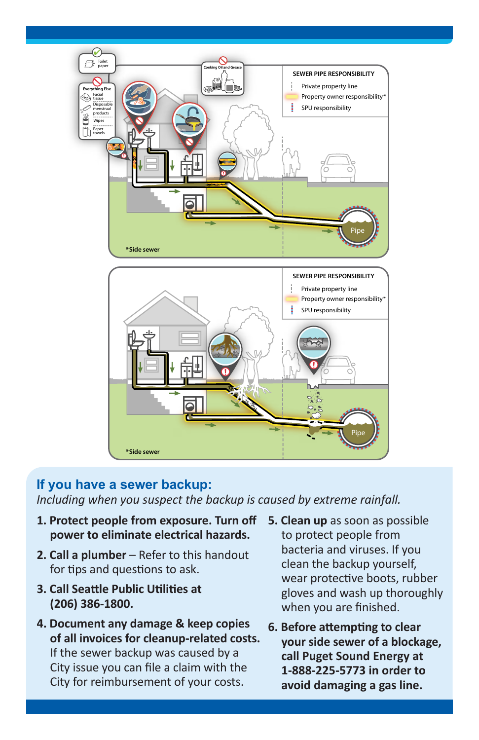## If you have a sewer backup:

*Including when you suspect the backup is caused by extreme rainfall.*

1. **Protect people from exposure. Turn off power to eliminate electrical hazards.**
2. **Call a plumber** – Refer to this handout for tips and questions to ask.
3. **Call Seattle Public Utilities at (206) 386-1800.**
4. **Document any damage & keep copies of all invoices for cleanup-related costs.** If the sewer backup was caused by a City issue you can file a claim with the City for reimbursement of your costs.
5. **Clean up** as soon as possible to protect people from bacteria and viruses. If you clean the backup yourself, wear protective boots, rubber gloves and wash up thoroughly when you are finished.
6. **Before attempting to clear your side sewer of a blockage, call Puget Sound Energy at 1-888-225-5773 in order to avoid damaging a gas line.**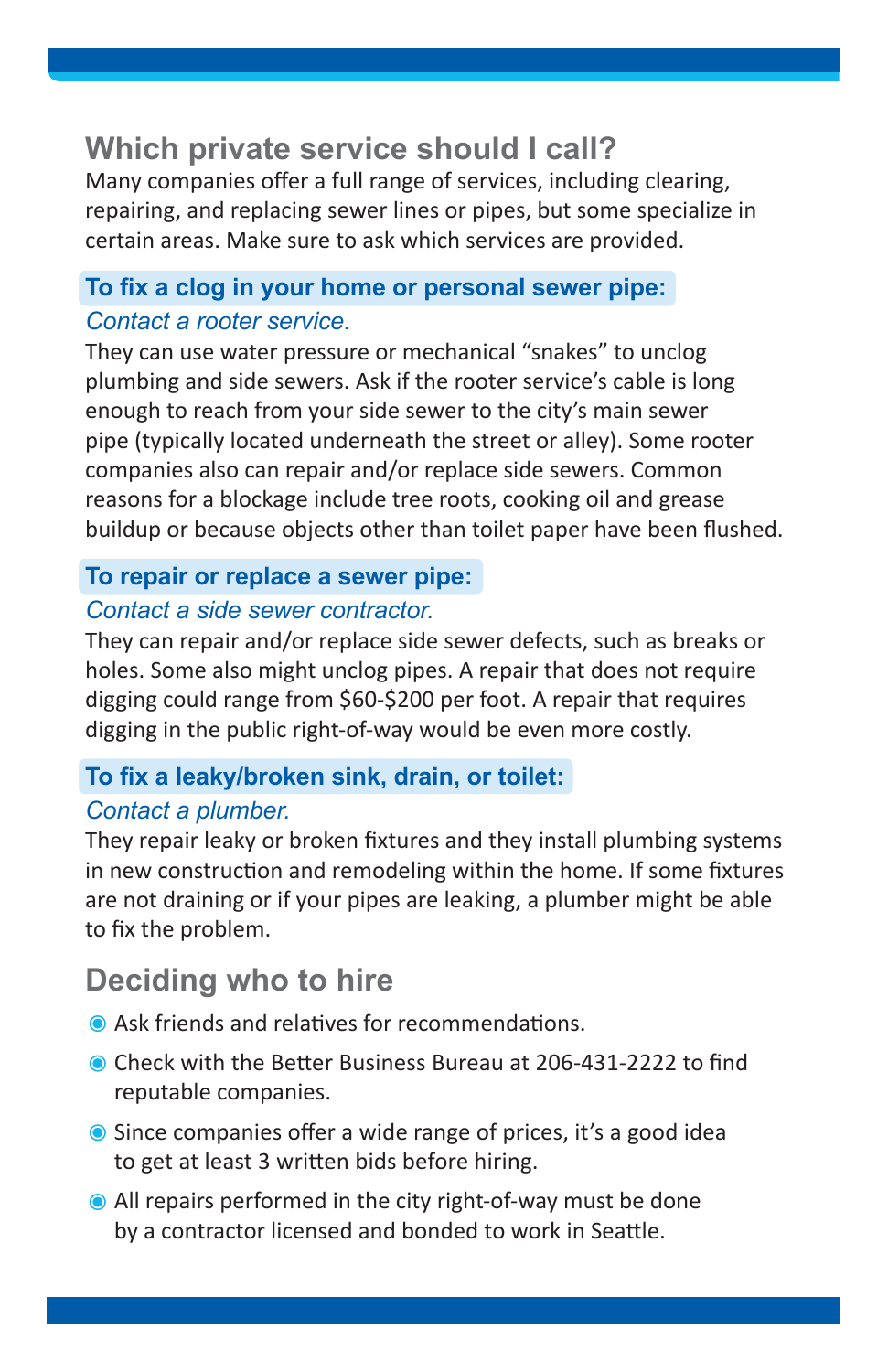## Which private service should I call?

Many companies offer a full range of services, including clearing, repairing, and replacing sewer lines or pipes, but some specialize in certain areas. Make sure to ask which services are provided.

### To fix a clog in your home or personal sewer pipe:

*Contact a rooter service.*

They can use water pressure or mechanical "snakes" to unclog plumbing and side sewers. Ask if the rooter service's cable is long enough to reach from your side sewer to the city's main sewer pipe (typically located underneath the street or alley). Some rooter companies also can repair and/or replace side sewers. Common reasons for a blockage include tree roots, cooking oil and grease buildup or because objects other than toilet paper have been flushed.

### To repair or replace a sewer pipe:

*Contact a side sewer contractor.*

They can repair and/or replace side sewer defects, such as breaks or holes. Some also might unclog pipes. A repair that does not require digging could range from $60-$200 per foot. A repair that requires digging in the public right-of-way would be even more costly.

### To fix a leaky/broken sink, drain, or toilet:

*Contact a plumber.*

They repair leaky or broken fixtures and they install plumbing systems in new construction and remodeling within the home. If some fixtures are not draining or if your pipes are leaking, a plumber might be able to fix the problem.

## Deciding who to hire

- Ask friends and relatives for recommendations.
- Check with the Better Business Bureau at 206-431-2222 to find reputable companies.
- Since companies offer a wide range of prices, it's a good idea to get at least 3 written bids before hiring.
- All repairs performed in the city right-of-way must be done by a contractor licensed and bonded to work in Seattle.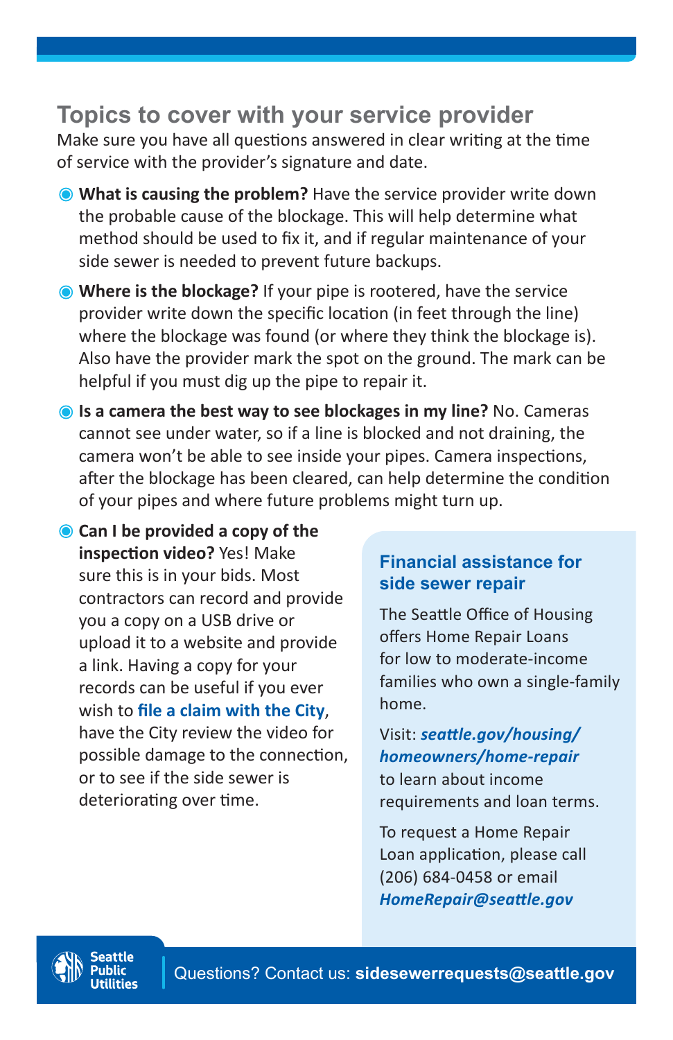## Topics to cover with your service provider

Make sure you have all questions answered in clear writing at the time of service with the provider's signature and date.

- **What is causing the problem?** Have the service provider write down the probable cause of the blockage. This will help determine what method should be used to fix it, and if regular maintenance of your side sewer is needed to prevent future backups.
- **Where is the blockage?** If your pipe is rootered, have the service provider write down the specific location (in feet through the line) where the blockage was found (or where they think the blockage is). Also have the provider mark the spot on the ground. The mark can be helpful if you must dig up the pipe to repair it.
- **Is a camera the best way to see blockages in my line?** No. Cameras cannot see under water, so if a line is blocked and not draining, the camera won't be able to see inside your pipes. Camera inspections, after the blockage has been cleared, can help determine the condition of your pipes and where future problems might turn up.
- **Can I be provided a copy of the inspection video?** Yes! Make sure this is in your bids. Most contractors can record and provide you a copy on a USB drive or upload it to a website and provide a link. Having a copy for your records can be useful if you ever wish to **file a claim with the City**, have the City review the video for possible damage to the connection, or to see if the side sewer is deteriorating over time.

### Financial assistance for side sewer repair

The Seattle Office of Housing offers Home Repair Loans for low to moderate-income families who own a single-family home.

Visit: ***seattle.gov/housing/homeowners/home-repair*** to learn about income requirements and loan terms.

To request a Home Repair Loan application, please call (206) 684-0458 or email ***HomeRepair@seattle.gov***

Seattle Public Utilities

Questions? Contact us: **sidesewerrequests@seattle.gov**